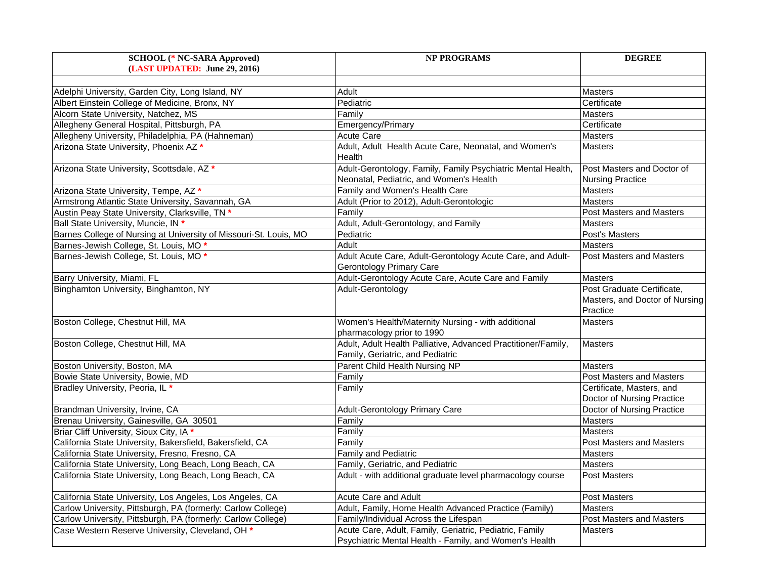| SCHOOL (* NC-SARA Approved) (LAST UPDATED: June 29, 2016) | NP PROGRAMS | DEGREE |
|---|---|---|
| | | |
| Adelphi University, Garden City, Long Island, NY | Adult | Masters |
| Albert Einstein College of Medicine, Bronx, NY | Pediatric | Certificate |
| Alcorn State University, Natchez, MS | Family | Masters |
| Allegheny General Hospital, Pittsburgh, PA | Emergency/Primary | Certificate |
| Allegheny University, Philadelphia, PA (Hahneman) | Acute Care | Masters |
| Arizona State University, Phoenix AZ * | Adult, Adult Health Acute Care, Neonatal, and Women's Health | Masters |
| Arizona State University, Scottsdale, AZ * | Adult-Gerontology, Family, Family Psychiatric Mental Health, Neonatal, Pediatric, and Women's Health | Post Masters and Doctor of Nursing Practice |
| Arizona State University, Tempe, AZ * | Family and Women's Health Care | Masters |
| Armstrong Atlantic State University, Savannah, GA | Adult (Prior to 2012), Adult-Gerontologic | Masters |
| Austin Peay State University, Clarksville, TN * | Family | Post Masters and Masters |
| Ball State University, Muncie, IN * | Adult, Adult-Gerontology, and Family | Masters |
| Barnes College of Nursing at University of Missouri-St. Louis, MO | Pediatric | Post's Masters |
| Barnes-Jewish College, St. Louis, MO * | Adult | Masters |
| Barnes-Jewish College, St. Louis, MO * | Adult Acute Care, Adult-Gerontology Acute Care, and Adult-Gerontology Primary Care | Post Masters and Masters |
| Barry University, Miami, FL | Adult-Gerontology Acute Care, Acute Care and Family | Masters |
| Binghamton University, Binghamton, NY | Adult-Gerontology | Post Graduate Certificate, Masters, and Doctor of Nursing Practice |
| Boston College, Chestnut Hill, MA | Women's Health/Maternity Nursing - with additional pharmacology prior to 1990 | Masters |
| Boston College, Chestnut Hill, MA | Adult, Adult Health Palliative, Advanced Practitioner/Family, Family, Geriatric, and Pediatric | Masters |
| Boston University, Boston, MA | Parent Child Health Nursing NP | Masters |
| Bowie State University, Bowie, MD | Family | Post Masters and Masters |
| Bradley University, Peoria, IL * | Family | Certificate, Masters, and Doctor of Nursing Practice |
| Brandman University, Irvine, CA | Adult-Gerontology Primary Care | Doctor of Nursing Practice |
| Brenau University, Gainesville, GA 30501 | Family | Masters |
| Briar Cliff University, Sioux City, IA * | Family | Masters |
| California State University, Bakersfield, Bakersfield, CA | Family | Post Masters and Masters |
| California State University, Fresno, Fresno, CA | Family and Pediatric | Masters |
| California State University, Long Beach, Long Beach, CA | Family, Geriatric, and Pediatric | Masters |
| California State University, Long Beach, Long Beach, CA | Adult - with additional graduate level pharmacology course | Post Masters |
| California State University, Los Angeles, Los Angeles, CA | Acute Care and Adult | Post Masters |
| Carlow University, Pittsburgh, PA (formerly: Carlow College) | Adult, Family, Home Health Advanced Practice (Family) | Masters |
| Carlow University, Pittsburgh, PA (formerly: Carlow College) | Family/Individual Across the Lifespan | Post Masters and Masters |
| Case Western Reserve University, Cleveland, OH * | Acute Care, Adult, Family, Geriatric, Pediatric, Family Psychiatric Mental Health - Family, and Women's Health | Masters |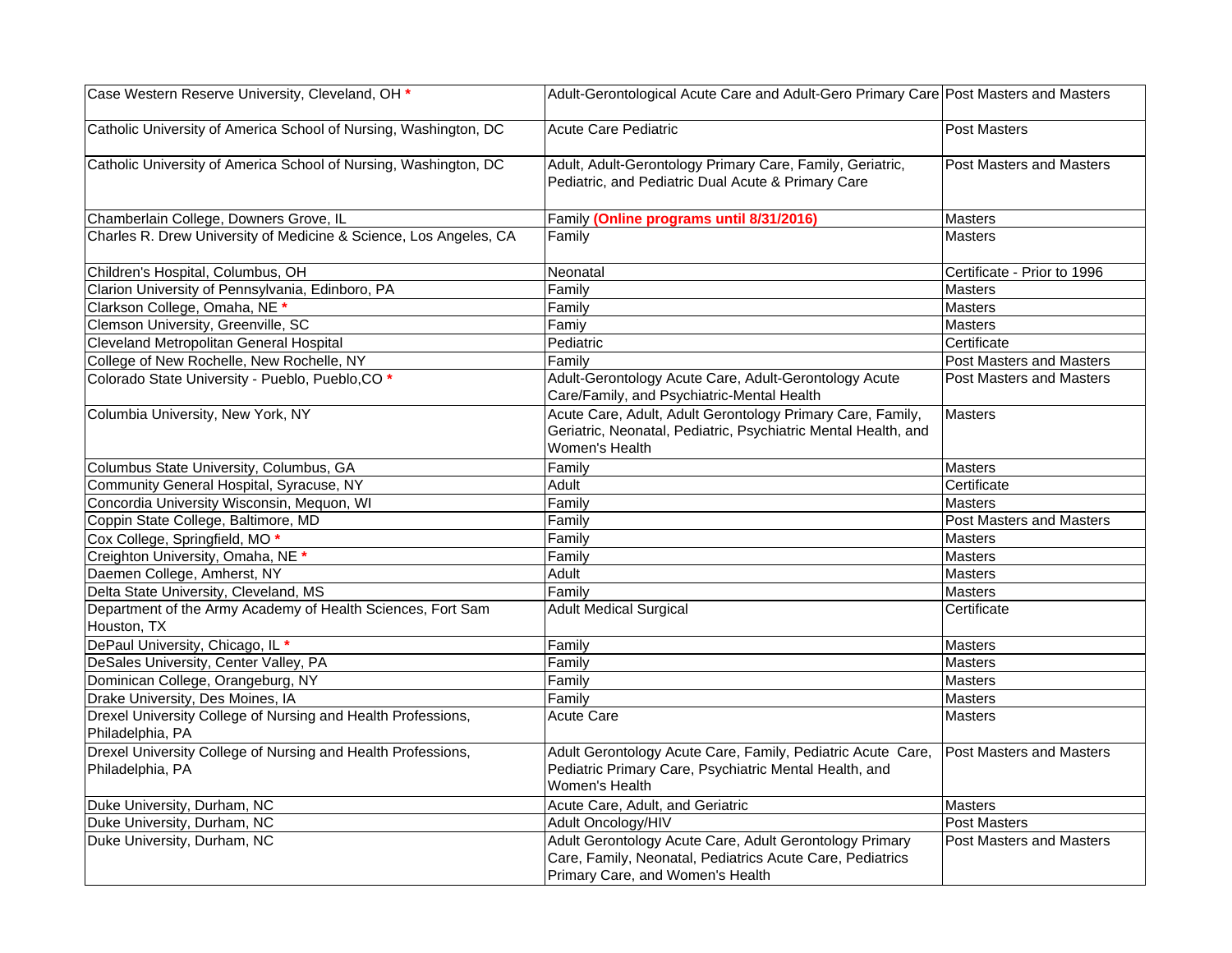| | | |
|---|---|---|
| Case Western Reserve University, Cleveland, OH * | Adult-Gerontological Acute Care and Adult-Gero Primary Care | Post Masters and Masters |
| Catholic University of America School of Nursing, Washington, DC | Acute Care Pediatric | Post Masters |
| Catholic University of America School of Nursing, Washington, DC | Adult, Adult-Gerontology Primary Care, Family, Geriatric, Pediatric, and Pediatric Dual Acute & Primary Care | Post Masters and Masters |
| Chamberlain College, Downers Grove, IL | Family **(Online programs until 8/31/2016)** | Masters |
| Charles R. Drew University of Medicine & Science, Los Angeles, CA | Family | Masters |
| Children's Hospital, Columbus, OH | Neonatal | Certificate - Prior to 1996 |
| Clarion University of Pennsylvania, Edinboro, PA | Family | Masters |
| Clarkson College, Omaha, NE * | Family | Masters |
| Clemson University, Greenville, SC | Famiy | Masters |
| Cleveland Metropolitan General Hospital | Pediatric | Certificate |
| College of New Rochelle, New Rochelle, NY | Family | Post Masters and Masters |
| Colorado State University - Pueblo, Pueblo,CO * | Adult-Gerontology Acute Care, Adult-Gerontology Acute Care/Family, and Psychiatric-Mental Health | Post Masters and Masters |
| Columbia University, New York, NY | Acute Care, Adult, Adult Gerontology Primary Care, Family, Geriatric, Neonatal, Pediatric, Psychiatric Mental Health, and Women's Health | Masters |
| Columbus State University, Columbus, GA | Family | Masters |
| Community General Hospital, Syracuse, NY | Adult | Certificate |
| Concordia University Wisconsin, Mequon, WI | Family | Masters |
| Coppin State College, Baltimore, MD | Family | Post Masters and Masters |
| Cox College, Springfield, MO * | Family | Masters |
| Creighton University, Omaha, NE * | Family | Masters |
| Daemen College, Amherst, NY | Adult | Masters |
| Delta State University, Cleveland, MS | Family | Masters |
| Department of the Army Academy of Health Sciences, Fort Sam Houston, TX | Adult Medical Surgical | Certificate |
| DePaul University, Chicago, IL * | Family | Masters |
| DeSales University, Center Valley, PA | Family | Masters |
| Dominican College, Orangeburg, NY | Family | Masters |
| Drake University, Des Moines, IA | Family | Masters |
| Drexel University College of Nursing and Health Professions, Philadelphia, PA | Acute Care | Masters |
| Drexel University College of Nursing and Health Professions, Philadelphia, PA | Adult Gerontology Acute Care, Family, Pediatric Acute Care, Pediatric Primary Care, Psychiatric Mental Health, and Women's Health | Post Masters and Masters |
| Duke University, Durham, NC | Acute Care, Adult, and Geriatric | Masters |
| Duke University, Durham, NC | Adult Oncology/HIV | Post Masters |
| Duke University, Durham, NC | Adult Gerontology Acute Care, Adult Gerontology Primary Care, Family, Neonatal, Pediatrics Acute Care, Pediatrics Primary Care, and Women's Health | Post Masters and Masters |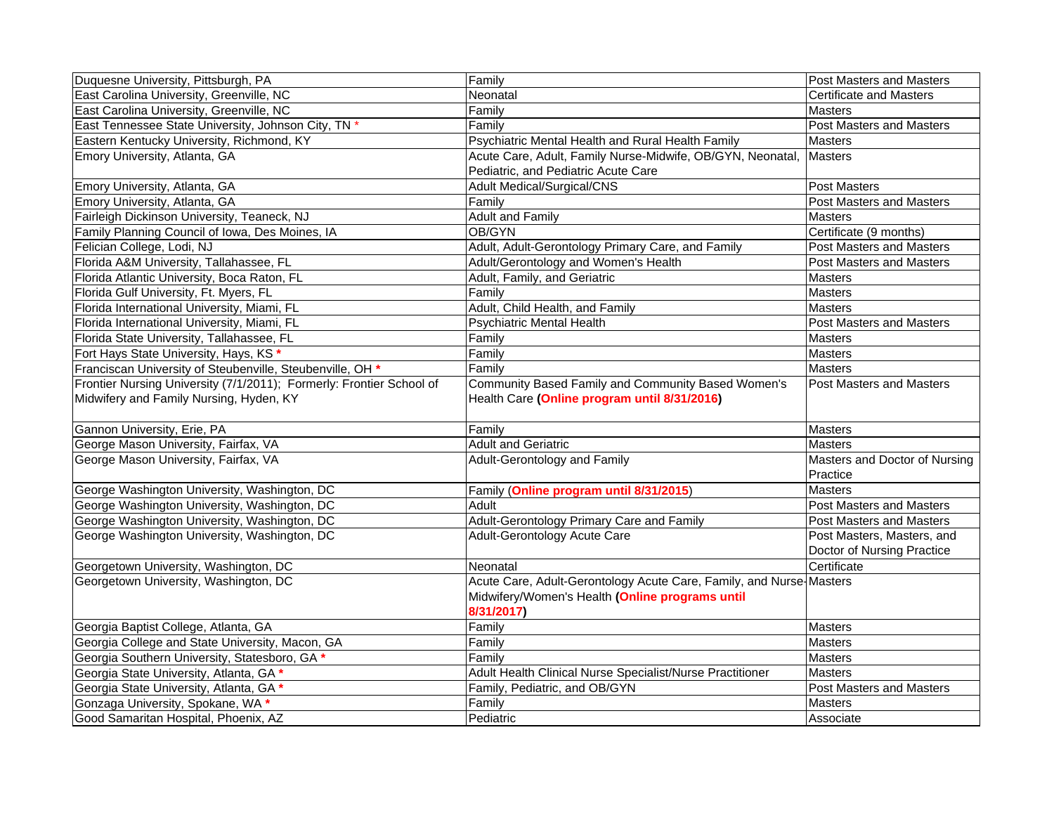| | | |
|---|---|---|
| Duquesne University, Pittsburgh, PA | Family | Post Masters and Masters |
| East Carolina University, Greenville, NC | Neonatal | Certificate and Masters |
| East Carolina University, Greenville, NC | Family | Masters |
| East Tennessee State University, Johnson City, TN * | Family | Post Masters and Masters |
| Eastern Kentucky University, Richmond, KY | Psychiatric Mental Health and Rural Health Family | Masters |
| Emory University, Atlanta, GA | Acute Care, Adult, Family Nurse-Midwife, OB/GYN, Neonatal, Pediatric, and Pediatric Acute Care | Masters |
| Emory University, Atlanta, GA | Adult Medical/Surgical/CNS | Post Masters |
| Emory University, Atlanta, GA | Family | Post Masters and Masters |
| Fairleigh Dickinson University, Teaneck, NJ | Adult and Family | Masters |
| Family Planning Council of Iowa, Des Moines, IA | OB/GYN | Certificate (9 months) |
| Felician College, Lodi, NJ | Adult, Adult-Gerontology Primary Care, and Family | Post Masters and Masters |
| Florida A&M University, Tallahassee, FL | Adult/Gerontology and Women's Health | Post Masters and Masters |
| Florida Atlantic University, Boca Raton, FL | Adult, Family, and Geriatric | Masters |
| Florida Gulf University, Ft. Myers, FL | Family | Masters |
| Florida International University, Miami, FL | Adult, Child Health, and Family | Masters |
| Florida International University, Miami, FL | Psychiatric Mental Health | Post Masters and Masters |
| Florida State University, Tallahassee, FL | Family | Masters |
| Fort Hays State University, Hays, KS * | Family | Masters |
| Franciscan University of Steubenville, Steubenville, OH * | Family | Masters |
| Frontier Nursing University (7/1/2011); Formerly: Frontier School of Midwifery and Family Nursing, Hyden, KY | Community Based Family and Community Based Women's Health Care **(Online program until 8/31/2016)** | Post Masters and Masters |
| Gannon University, Erie, PA | Family | Masters |
| George Mason University, Fairfax, VA | Adult and Geriatric | Masters |
| George Mason University, Fairfax, VA | Adult-Gerontology and Family | Masters and Doctor of Nursing Practice |
| George Washington University, Washington, DC | Family (**Online program until 8/31/2015**) | Masters |
| George Washington University, Washington, DC | Adult | Post Masters and Masters |
| George Washington University, Washington, DC | Adult-Gerontology Primary Care and Family | Post Masters and Masters |
| George Washington University, Washington, DC | Adult-Gerontology Acute Care | Post Masters, Masters, and Doctor of Nursing Practice |
| Georgetown University, Washington, DC | Neonatal | Certificate |
| Georgetown University, Washington, DC | Acute Care, Adult-Gerontology Acute Care, Family, and Nurse-Midwifery/Women's Health **(Online programs until 8/31/2017)** | Masters |
| Georgia Baptist College, Atlanta, GA | Family | Masters |
| Georgia College and State University, Macon, GA | Family | Masters |
| Georgia Southern University, Statesboro, GA * | Family | Masters |
| Georgia State University, Atlanta, GA * | Adult Health Clinical Nurse Specialist/Nurse Practitioner | Masters |
| Georgia State University, Atlanta, GA * | Family, Pediatric, and OB/GYN | Post Masters and Masters |
| Gonzaga University, Spokane, WA * | Family | Masters |
| Good Samaritan Hospital, Phoenix, AZ | Pediatric | Associate |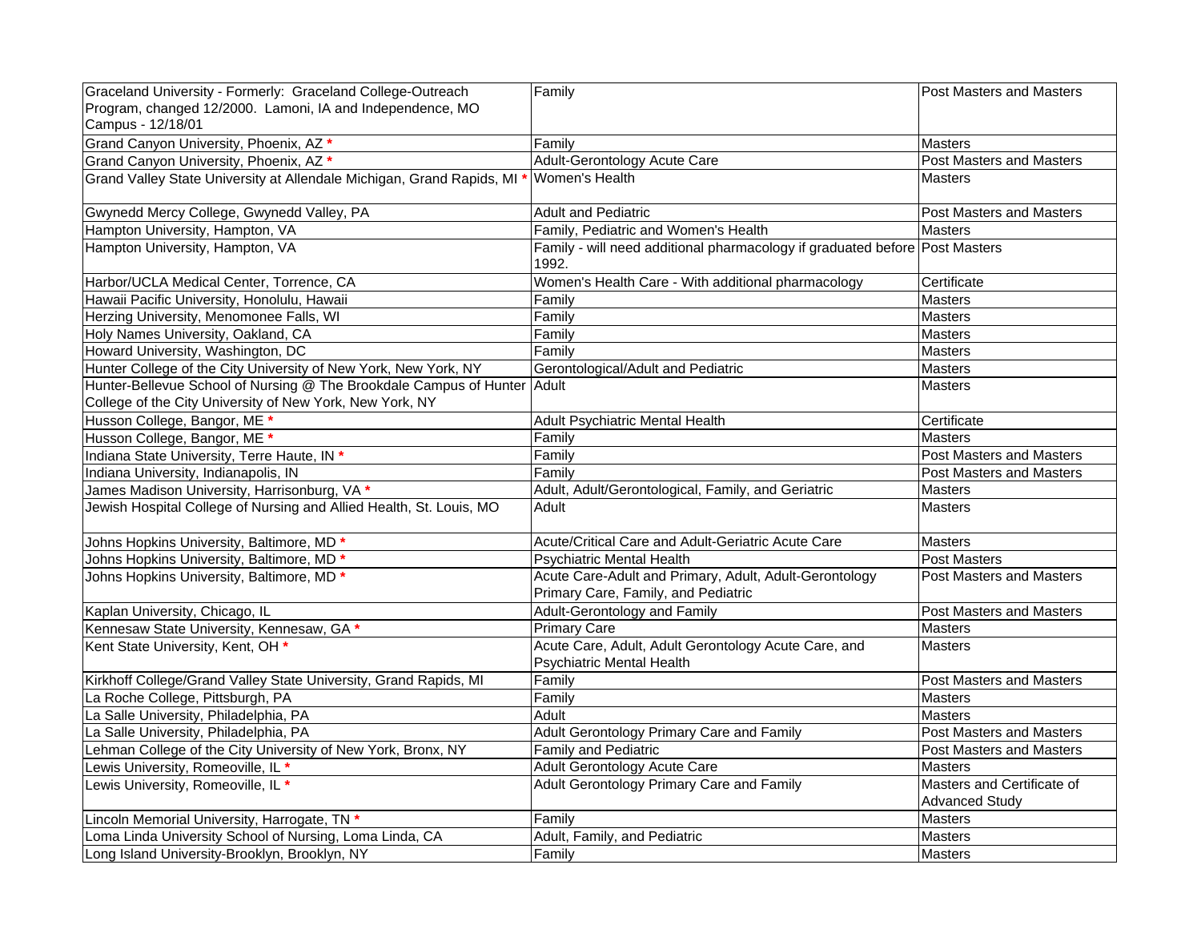| | | |
|---|---|---|
| Graceland University - Formerly: Graceland College-Outreach Program, changed 12/2000. Lamoni, IA and Independence, MO Campus - 12/18/01 | Family | Post Masters and Masters |
| Grand Canyon University, Phoenix, AZ * | Family | Masters |
| Grand Canyon University, Phoenix, AZ * | Adult-Gerontology Acute Care | Post Masters and Masters |
| Grand Valley State University at Allendale Michigan, Grand Rapids, MI * | Women's Health | Masters |
| Gwynedd Mercy College, Gwynedd Valley, PA | Adult and Pediatric | Post Masters and Masters |
| Hampton University, Hampton, VA | Family, Pediatric and Women's Health | Masters |
| Hampton University, Hampton, VA | Family - will need additional pharmacology if graduated before 1992. | Post Masters |
| Harbor/UCLA Medical Center, Torrence, CA | Women's Health Care - With additional pharmacology | Certificate |
| Hawaii Pacific University, Honolulu, Hawaii | Family | Masters |
| Herzing University, Menomonee Falls, WI | Family | Masters |
| Holy Names University, Oakland, CA | Family | Masters |
| Howard University, Washington, DC | Family | Masters |
| Hunter College of the City University of New York, New York, NY | Gerontological/Adult and Pediatric | Masters |
| Hunter-Bellevue School of Nursing @ The Brookdale Campus of Hunter College of the City University of New York, New York, NY | Adult | Masters |
| Husson College, Bangor, ME * | Adult Psychiatric Mental Health | Certificate |
| Husson College, Bangor, ME * | Family | Masters |
| Indiana State University, Terre Haute, IN * | Family | Post Masters and Masters |
| Indiana University, Indianapolis, IN | Family | Post Masters and Masters |
| James Madison University, Harrisonburg, VA * | Adult, Adult/Gerontological, Family, and Geriatric | Masters |
| Jewish Hospital College of Nursing and Allied Health, St. Louis, MO | Adult | Masters |
| Johns Hopkins University, Baltimore, MD * | Acute/Critical Care and Adult-Geriatric Acute Care | Masters |
| Johns Hopkins University, Baltimore, MD * | Psychiatric Mental Health | Post Masters |
| Johns Hopkins University, Baltimore, MD * | Acute Care-Adult and Primary, Adult, Adult-Gerontology Primary Care, Family, and Pediatric | Post Masters and Masters |
| Kaplan University, Chicago, IL | Adult-Gerontology and Family | Post Masters and Masters |
| Kennesaw State University, Kennesaw, GA * | Primary Care | Masters |
| Kent State University, Kent, OH * | Acute Care, Adult, Adult Gerontology Acute Care, and Psychiatric Mental Health | Masters |
| Kirkhoff College/Grand Valley State University, Grand Rapids, MI | Family | Post Masters and Masters |
| La Roche College, Pittsburgh, PA | Family | Masters |
| La Salle University, Philadelphia, PA | Adult | Masters |
| La Salle University, Philadelphia, PA | Adult Gerontology Primary Care and Family | Post Masters and Masters |
| Lehman College of the City University of New York, Bronx, NY | Family and Pediatric | Post Masters and Masters |
| Lewis University, Romeoville, IL * | Adult Gerontology Acute Care | Masters |
| Lewis University, Romeoville, IL * | Adult Gerontology Primary Care and Family | Masters and Certificate of Advanced Study |
| Lincoln Memorial University, Harrogate, TN * | Family | Masters |
| Loma Linda University School of Nursing, Loma Linda, CA | Adult, Family, and Pediatric | Masters |
| Long Island University-Brooklyn, Brooklyn, NY | Family | Masters |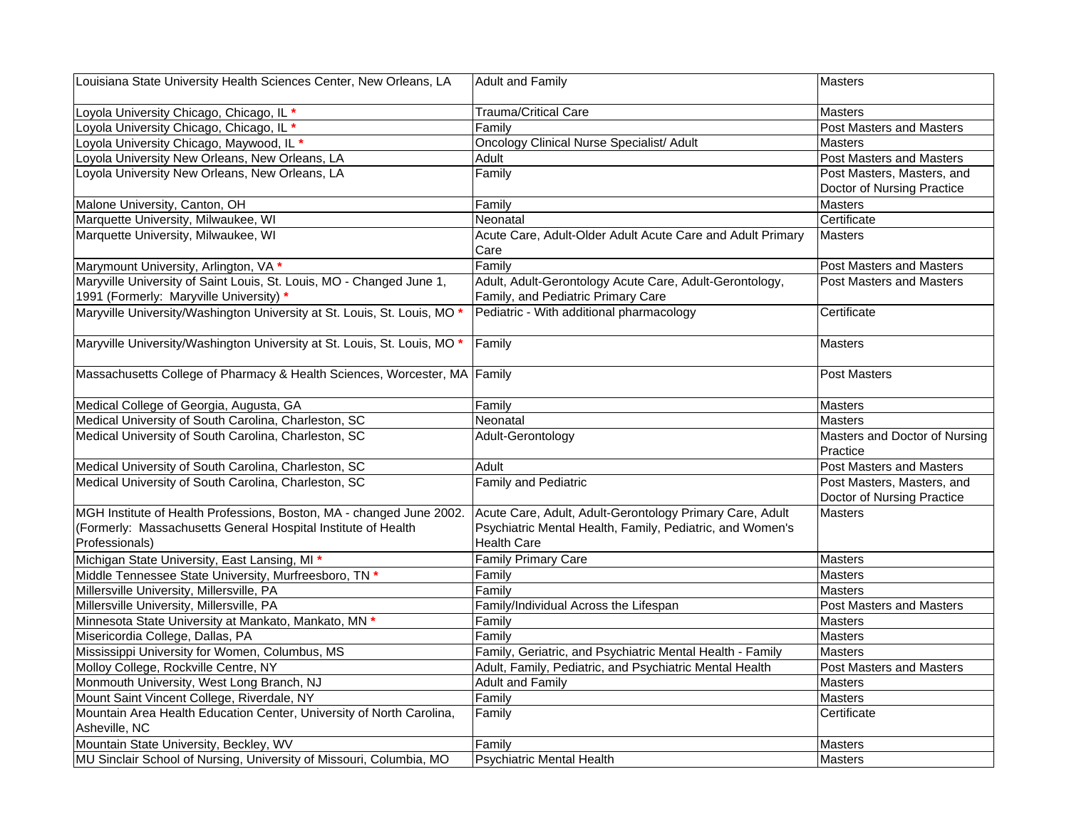| | | |
|---|---|---|
| Louisiana State University Health Sciences Center, New Orleans, LA | Adult and Family | Masters |
| Loyola University Chicago, Chicago, IL * | Trauma/Critical Care | Masters |
| Loyola University Chicago, Chicago, IL * | Family | Post Masters and Masters |
| Loyola University Chicago, Maywood, IL * | Oncology Clinical Nurse Specialist/ Adult | Masters |
| Loyola University New Orleans, New Orleans, LA | Adult | Post Masters and Masters |
| Loyola University New Orleans, New Orleans, LA | Family | Post Masters, Masters, and Doctor of Nursing Practice |
| Malone University, Canton, OH | Family | Masters |
| Marquette University, Milwaukee, WI | Neonatal | Certificate |
| Marquette University, Milwaukee, WI | Acute Care, Adult-Older Adult Acute Care and Adult Primary Care | Masters |
| Marymount University, Arlington, VA * | Family | Post Masters and Masters |
| Maryville University of Saint Louis, St. Louis, MO - Changed June 1, 1991 (Formerly: Maryville University) * | Adult, Adult-Gerontology Acute Care, Adult-Gerontology, Family, and Pediatric Primary Care | Post Masters and Masters |
| Maryville University/Washington University at St. Louis, St. Louis, MO * | Pediatric - With additional pharmacology | Certificate |
| Maryville University/Washington University at St. Louis, St. Louis, MO * | Family | Masters |
| Massachusetts College of Pharmacy & Health Sciences, Worcester, MA | Family | Post Masters |
| Medical College of Georgia, Augusta, GA | Family | Masters |
| Medical University of South Carolina, Charleston, SC | Neonatal | Masters |
| Medical University of South Carolina, Charleston, SC | Adult-Gerontology | Masters and Doctor of Nursing Practice |
| Medical University of South Carolina, Charleston, SC | Adult | Post Masters and Masters |
| Medical University of South Carolina, Charleston, SC | Family and Pediatric | Post Masters, Masters, and Doctor of Nursing Practice |
| MGH Institute of Health Professions, Boston, MA - changed June 2002. (Formerly: Massachusetts General Hospital Institute of Health Professionals) | Acute Care, Adult, Adult-Gerontology Primary Care, Adult Psychiatric Mental Health, Family, Pediatric, and Women's Health Care | Masters |
| Michigan State University, East Lansing, MI * | Family Primary Care | Masters |
| Middle Tennessee State University, Murfreesboro, TN * | Family | Masters |
| Millersville University, Millersville, PA | Family | Masters |
| Millersville University, Millersville, PA | Family/Individual Across the Lifespan | Post Masters and Masters |
| Minnesota State University at Mankato, Mankato, MN * | Family | Masters |
| Misericordia College, Dallas, PA | Family | Masters |
| Mississippi University for Women, Columbus, MS | Family, Geriatric, and Psychiatric Mental Health - Family | Masters |
| Molloy College, Rockville Centre, NY | Adult, Family, Pediatric, and Psychiatric Mental Health | Post Masters and Masters |
| Monmouth University, West Long Branch, NJ | Adult and Family | Masters |
| Mount Saint Vincent College, Riverdale, NY | Family | Masters |
| Mountain Area Health Education Center, University of North Carolina, Asheville, NC | Family | Certificate |
| Mountain State University, Beckley, WV | Family | Masters |
| MU Sinclair School of Nursing, University of Missouri, Columbia, MO | Psychiatric Mental Health | Masters |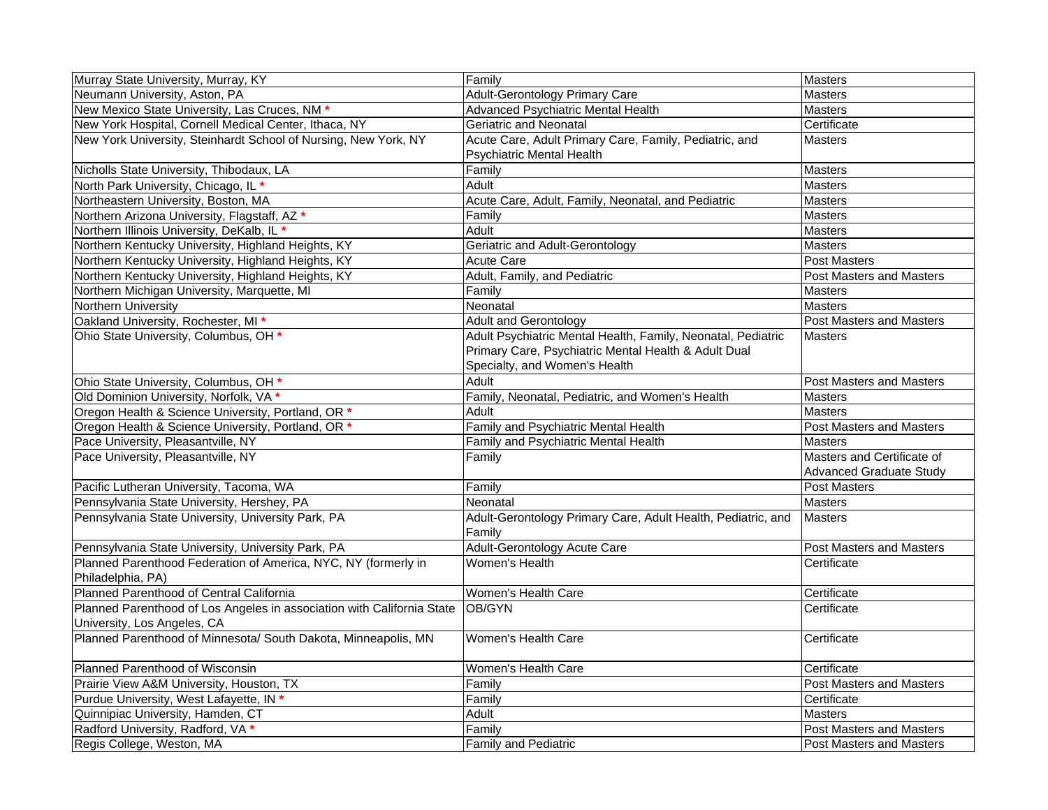| | | |
|---|---|---|
| Murray State University, Murray, KY | Family | Masters |
| Neumann University, Aston, PA | Adult-Gerontology Primary Care | Masters |
| New Mexico State University, Las Cruces, NM * | Advanced Psychiatric Mental Health | Masters |
| New York Hospital, Cornell Medical Center, Ithaca, NY | Geriatric and Neonatal | Certificate |
| New York University, Steinhardt School of Nursing, New York, NY | Acute Care, Adult Primary Care, Family, Pediatric, and Psychiatric Mental Health | Masters |
| Nicholls State University, Thibodaux, LA | Family | Masters |
| North Park University, Chicago, IL * | Adult | Masters |
| Northeastern University, Boston, MA | Acute Care, Adult, Family, Neonatal, and Pediatric | Masters |
| Northern Arizona University, Flagstaff, AZ * | Family | Masters |
| Northern Illinois University, DeKalb, IL * | Adult | Masters |
| Northern Kentucky University, Highland Heights, KY | Geriatric and Adult-Gerontology | Masters |
| Northern Kentucky University, Highland Heights, KY | Acute Care | Post Masters |
| Northern Kentucky University, Highland Heights, KY | Adult, Family, and Pediatric | Post Masters and Masters |
| Northern Michigan University, Marquette, MI | Family | Masters |
| Northern University | Neonatal | Masters |
| Oakland University, Rochester, MI * | Adult and Gerontology | Post Masters and Masters |
| Ohio State University, Columbus, OH * | Adult Psychiatric Mental Health, Family, Neonatal, Pediatric Primary Care, Psychiatric Mental Health & Adult Dual Specialty, and Women's Health | Masters |
| Ohio State University, Columbus, OH * | Adult | Post Masters and Masters |
| Old Dominion University, Norfolk, VA * | Family, Neonatal, Pediatric, and Women's Health | Masters |
| Oregon Health & Science University, Portland, OR * | Adult | Masters |
| Oregon Health & Science University, Portland, OR * | Family and Psychiatric Mental Health | Post Masters and Masters |
| Pace University, Pleasantville, NY | Family and Psychiatric Mental Health | Masters |
| Pace University, Pleasantville, NY | Family | Masters and Certificate of Advanced Graduate Study |
| Pacific Lutheran University, Tacoma, WA | Family | Post Masters |
| Pennsylvania State University, Hershey, PA | Neonatal | Masters |
| Pennsylvania State University, University Park, PA | Adult-Gerontology Primary Care, Adult Health, Pediatric, and Family | Masters |
| Pennsylvania State University, University Park, PA | Adult-Gerontology Acute Care | Post Masters and Masters |
| Planned Parenthood Federation of America, NYC, NY (formerly in Philadelphia, PA) | Women's Health | Certificate |
| Planned Parenthood of Central California | Women's Health Care | Certificate |
| Planned Parenthood of Los Angeles in association with California State University, Los Angeles, CA | OB/GYN | Certificate |
| Planned Parenthood of Minnesota/ South Dakota, Minneapolis, MN | Women's Health Care | Certificate |
| Planned Parenthood of Wisconsin | Women's Health Care | Certificate |
| Prairie View A&M University, Houston, TX | Family | Post Masters and Masters |
| Purdue University, West Lafayette, IN * | Family | Certificate |
| Quinnipiac University, Hamden, CT | Adult | Masters |
| Radford University, Radford, VA * | Family | Post Masters and Masters |
| Regis College, Weston, MA | Family and Pediatric | Post Masters and Masters |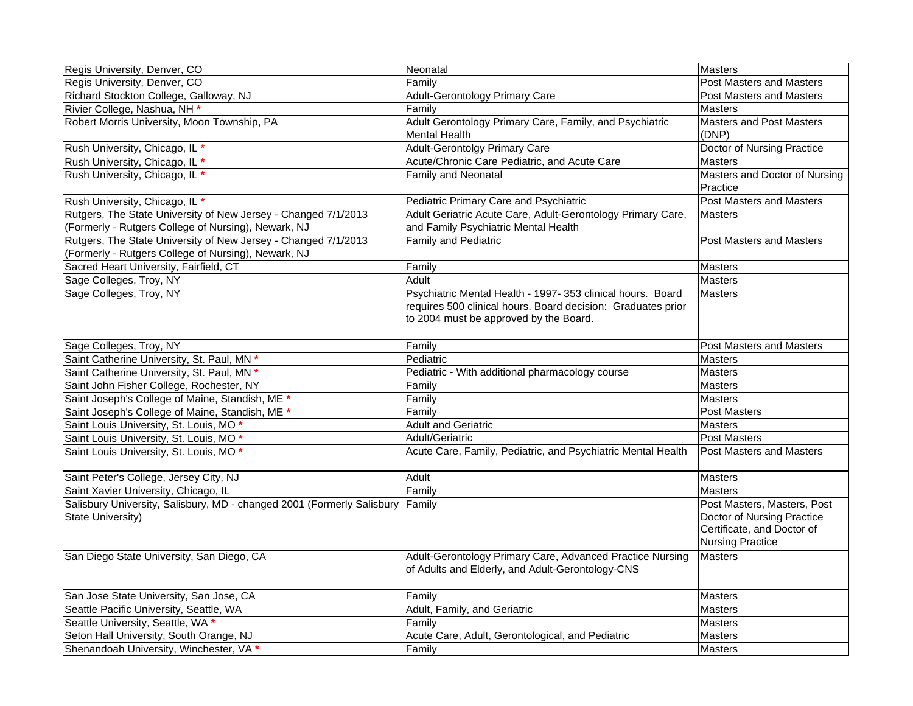| | | |
|---|---|---|
| Regis University, Denver, CO | Neonatal | Masters |
| Regis University, Denver, CO | Family | Post Masters and Masters |
| Richard Stockton College, Galloway, NJ | Adult-Gerontology Primary Care | Post Masters and Masters |
| Rivier College, Nashua, NH * | Family | Masters |
| Robert Morris University, Moon Township, PA | Adult Gerontology Primary Care, Family, and Psychiatric Mental Health | Masters and Post Masters (DNP) |
| Rush University, Chicago, IL * | Adult-Gerontolgy Primary Care | Doctor of Nursing Practice |
| Rush University, Chicago, IL * | Acute/Chronic Care Pediatric, and Acute Care | Masters |
| Rush University, Chicago, IL * | Family and Neonatal | Masters and Doctor of Nursing Practice |
| Rush University, Chicago, IL * | Pediatric Primary Care and Psychiatric | Post Masters and Masters |
| Rutgers, The State University of New Jersey - Changed 7/1/2013 (Formerly - Rutgers College of Nursing), Newark, NJ | Adult Geriatric Acute Care, Adult-Gerontology Primary Care, and Family Psychiatric Mental Health | Masters |
| Rutgers, The State University of New Jersey - Changed 7/1/2013 (Formerly - Rutgers College of Nursing), Newark, NJ | Family and Pediatric | Post Masters and Masters |
| Sacred Heart University, Fairfield, CT | Family | Masters |
| Sage Colleges, Troy, NY | Adult | Masters |
| Sage Colleges, Troy, NY | Psychiatric Mental Health - 1997- 353 clinical hours. Board requires 500 clinical hours. Board decision: Graduates prior to 2004 must be approved by the Board. | Masters |
| Sage Colleges, Troy, NY | Family | Post Masters and Masters |
| Saint Catherine University, St. Paul, MN * | Pediatric | Masters |
| Saint Catherine University, St. Paul, MN * | Pediatric - With additional pharmacology course | Masters |
| Saint John Fisher College, Rochester, NY | Family | Masters |
| Saint Joseph's College of Maine, Standish, ME * | Family | Masters |
| Saint Joseph's College of Maine, Standish, ME * | Family | Post Masters |
| Saint Louis University, St. Louis, MO * | Adult and Geriatric | Masters |
| Saint Louis University, St. Louis, MO * | Adult/Geriatric | Post Masters |
| Saint Louis University, St. Louis, MO * | Acute Care, Family, Pediatric, and Psychiatric Mental Health | Post Masters and Masters |
| Saint Peter's College, Jersey City, NJ | Adult | Masters |
| Saint Xavier University, Chicago, IL | Family | Masters |
| Salisbury University, Salisbury, MD - changed 2001 (Formerly Salisbury State University) | Family | Post Masters, Masters, Post Doctor of Nursing Practice Certificate, and Doctor of Nursing Practice |
| San Diego State University, San Diego, CA | Adult-Gerontology Primary Care, Advanced Practice Nursing of Adults and Elderly, and Adult-Gerontology-CNS | Masters |
| San Jose State University, San Jose, CA | Family | Masters |
| Seattle Pacific University, Seattle, WA | Adult, Family, and Geriatric | Masters |
| Seattle University, Seattle, WA * | Family | Masters |
| Seton Hall University, South Orange, NJ | Acute Care, Adult, Gerontological, and Pediatric | Masters |
| Shenandoah University, Winchester, VA * | Family | Masters |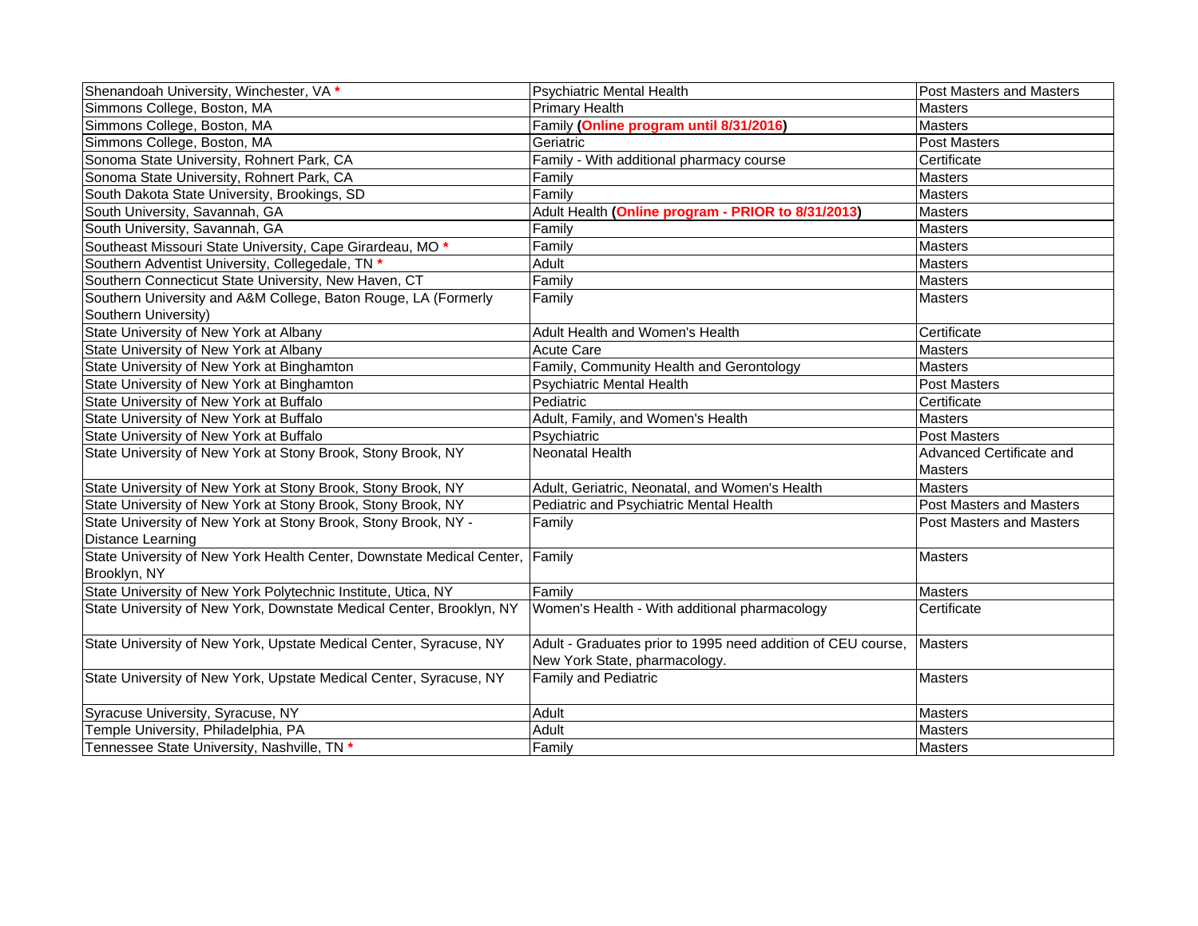| | | |
|---|---|---|
| Shenandoah University, Winchester, VA * | Psychiatric Mental Health | Post Masters and Masters |
| Simmons College, Boston, MA | Primary Health | Masters |
| Simmons College, Boston, MA | Family **(Online program until 8/31/2016)** | Masters |
| Simmons College, Boston, MA | Geriatric | Post Masters |
| Sonoma State University, Rohnert Park, CA | Family - With additional pharmacy course | Certificate |
| Sonoma State University, Rohnert Park, CA | Family | Masters |
| South Dakota State University, Brookings, SD | Family | Masters |
| South University, Savannah, GA | Adult Health **(Online program - PRIOR to 8/31/2013)** | Masters |
| South University, Savannah, GA | Family | Masters |
| Southeast Missouri State University, Cape Girardeau, MO * | Family | Masters |
| Southern Adventist University, Collegedale, TN * | Adult | Masters |
| Southern Connecticut State University, New Haven, CT | Family | Masters |
| Southern University and A&M College, Baton Rouge, LA (Formerly Southern University) | Family | Masters |
| State University of New York at Albany | Adult Health and Women's Health | Certificate |
| State University of New York at Albany | Acute Care | Masters |
| State University of New York at Binghamton | Family, Community Health and Gerontology | Masters |
| State University of New York at Binghamton | Psychiatric Mental Health | Post Masters |
| State University of New York at Buffalo | Pediatric | Certificate |
| State University of New York at Buffalo | Adult, Family, and Women's Health | Masters |
| State University of New York at Buffalo | Psychiatric | Post Masters |
| State University of New York at Stony Brook, Stony Brook, NY | Neonatal Health | Advanced Certificate and Masters |
| State University of New York at Stony Brook, Stony Brook, NY | Adult, Geriatric, Neonatal, and Women's Health | Masters |
| State University of New York at Stony Brook, Stony Brook, NY | Pediatric and Psychiatric Mental Health | Post Masters and Masters |
| State University of New York at Stony Brook, Stony Brook, NY - Distance Learning | Family | Post Masters and Masters |
| State University of New York Health Center, Downstate Medical Center, Brooklyn, NY | Family | Masters |
| State University of New York Polytechnic Institute, Utica, NY | Family | Masters |
| State University of New York, Downstate Medical Center, Brooklyn, NY | Women's Health - With additional pharmacology | Certificate |
| State University of New York, Upstate Medical Center, Syracuse, NY | Adult - Graduates prior to 1995 need addition of CEU course, New York State, pharmacology. | Masters |
| State University of New York, Upstate Medical Center, Syracuse, NY | Family and Pediatric | Masters |
| Syracuse University, Syracuse, NY | Adult | Masters |
| Temple University, Philadelphia, PA | Adult | Masters |
| Tennessee State University, Nashville, TN * | Family | Masters |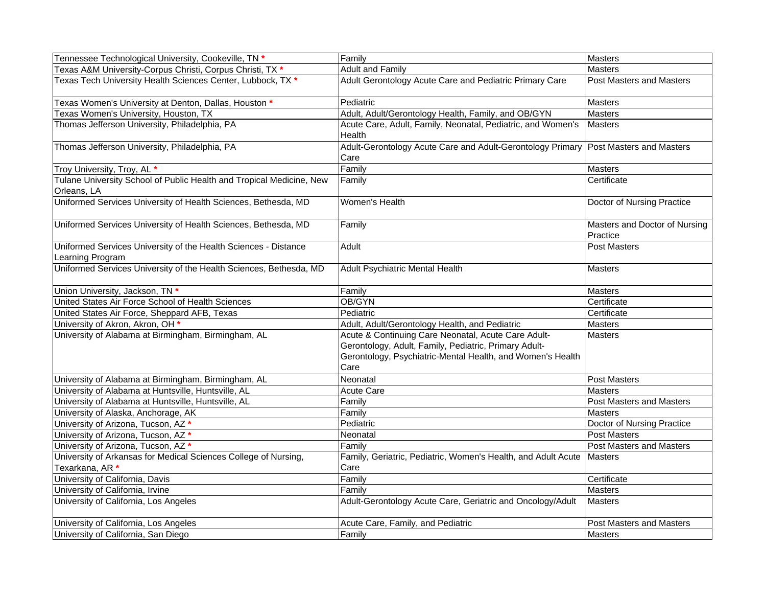| | | |
|---|---|---|
| Tennessee Technological University, Cookeville, TN * | Family | Masters |
| Texas A&M University-Corpus Christi, Corpus Christi, TX * | Adult and Family | Masters |
| Texas Tech University Health Sciences Center, Lubbock, TX * | Adult Gerontology Acute Care and Pediatric Primary Care | Post Masters and Masters |
| Texas Women's University at Denton, Dallas, Houston * | Pediatric | Masters |
| Texas Women's University, Houston, TX | Adult, Adult/Gerontology Health, Family, and OB/GYN | Masters |
| Thomas Jefferson University, Philadelphia, PA | Acute Care, Adult, Family, Neonatal, Pediatric, and Women's Health | Masters |
| Thomas Jefferson University, Philadelphia, PA | Adult-Gerontology Acute Care and Adult-Gerontology Primary Care | Post Masters and Masters |
| Troy University, Troy, AL * | Family | Masters |
| Tulane University School of Public Health and Tropical Medicine, New Orleans, LA | Family | Certificate |
| Uniformed Services University of Health Sciences, Bethesda, MD | Women's Health | Doctor of Nursing Practice |
| Uniformed Services University of Health Sciences, Bethesda, MD | Family | Masters and Doctor of Nursing Practice |
| Uniformed Services University of the Health Sciences - Distance Learning Program | Adult | Post Masters |
| Uniformed Services University of the Health Sciences, Bethesda, MD | Adult Psychiatric Mental Health | Masters |
| Union University, Jackson, TN * | Family | Masters |
| United States Air Force School of Health Sciences | OB/GYN | Certificate |
| United States Air Force, Sheppard AFB, Texas | Pediatric | Certificate |
| University of Akron, Akron, OH * | Adult, Adult/Gerontology Health, and Pediatric | Masters |
| University of Alabama at Birmingham, Birmingham, AL | Acute & Continuing Care Neonatal, Acute Care Adult-Gerontology, Adult, Family, Pediatric, Primary Adult-Gerontology, Psychiatric-Mental Health, and Women's Health Care | Masters |
| University of Alabama at Birmingham, Birmingham, AL | Neonatal | Post Masters |
| University of Alabama at Huntsville, Huntsville, AL | Acute Care | Masters |
| University of Alabama at Huntsville, Huntsville, AL | Family | Post Masters and Masters |
| University of Alaska, Anchorage, AK | Family | Masters |
| University of Arizona, Tucson, AZ * | Pediatric | Doctor of Nursing Practice |
| University of Arizona, Tucson, AZ * | Neonatal | Post Masters |
| University of Arizona, Tucson, AZ * | Family | Post Masters and Masters |
| University of Arkansas for Medical Sciences College of Nursing, Texarkana, AR * | Family, Geriatric, Pediatric, Women's Health, and Adult Acute Care | Masters |
| University of California, Davis | Family | Certificate |
| University of California, Irvine | Family | Masters |
| University of California, Los Angeles | Adult-Gerontology Acute Care, Geriatric and Oncology/Adult | Masters |
| University of California, Los Angeles | Acute Care, Family, and Pediatric | Post Masters and Masters |
| University of California, San Diego | Family | Masters |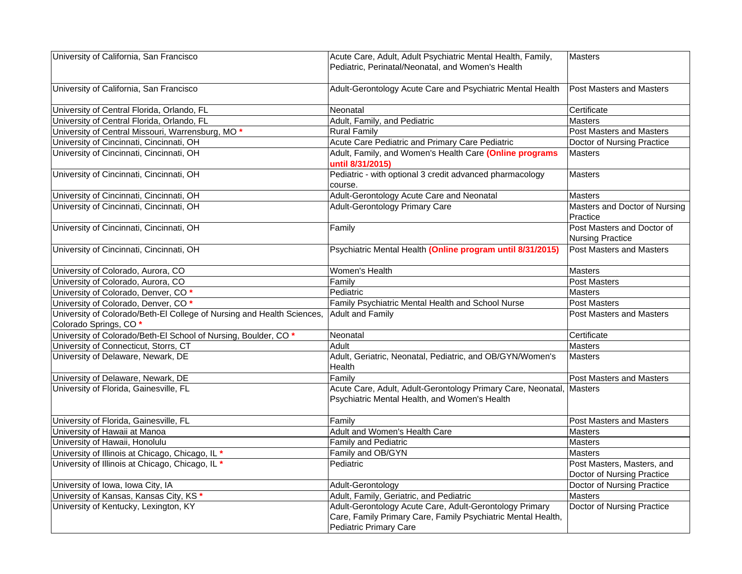| | | |
|---|---|---|
| University of California, San Francisco | Acute Care, Adult, Adult Psychiatric Mental Health, Family, Pediatric, Perinatal/Neonatal, and Women's Health | Masters |
| University of California, San Francisco | Adult-Gerontology Acute Care and Psychiatric Mental Health | Post Masters and Masters |
| University of Central Florida, Orlando, FL | Neonatal | Certificate |
| University of Central Florida, Orlando, FL | Adult, Family, and Pediatric | Masters |
| University of Central Missouri, Warrensburg, MO * | Rural Family | Post Masters and Masters |
| University of Cincinnati, Cincinnati, OH | Acute Care Pediatric and Primary Care Pediatric | Doctor of Nursing Practice |
| University of Cincinnati, Cincinnati, OH | Adult, Family, and Women's Health Care **(Online programs until 8/31/2015)** | Masters |
| University of Cincinnati, Cincinnati, OH | Pediatric - with optional 3 credit advanced pharmacology course. | Masters |
| University of Cincinnati, Cincinnati, OH | Adult-Gerontology Acute Care and Neonatal | Masters |
| University of Cincinnati, Cincinnati, OH | Adult-Gerontology Primary Care | Masters and Doctor of Nursing Practice |
| University of Cincinnati, Cincinnati, OH | Family | Post Masters and Doctor of Nursing Practice |
| University of Cincinnati, Cincinnati, OH | Psychiatric Mental Health **(Online program until 8/31/2015)** | Post Masters and Masters |
| University of Colorado, Aurora, CO | Women's Health | Masters |
| University of Colorado, Aurora, CO | Family | Post Masters |
| University of Colorado, Denver, CO * | Pediatric | Masters |
| University of Colorado, Denver, CO * | Family Psychiatric Mental Health and School Nurse | Post Masters |
| University of Colorado/Beth-El College of Nursing and Health Sciences, Colorado Springs, CO * | Adult and Family | Post Masters and Masters |
| University of Colorado/Beth-El School of Nursing, Boulder, CO * | Neonatal | Certificate |
| University of Connecticut, Storrs, CT | Adult | Masters |
| University of Delaware, Newark, DE | Adult, Geriatric, Neonatal, Pediatric, and OB/GYN/Women's Health | Masters |
| University of Delaware, Newark, DE | Family | Post Masters and Masters |
| University of Florida, Gainesville, FL | Acute Care, Adult, Adult-Gerontology Primary Care, Neonatal, Psychiatric Mental Health, and Women's Health | Masters |
| University of Florida, Gainesville, FL | Family | Post Masters and Masters |
| University of Hawaii at Manoa | Adult and Women's Health Care | Masters |
| University of Hawaii, Honolulu | Family and Pediatric | Masters |
| University of Illinois at Chicago, Chicago, IL * | Family and OB/GYN | Masters |
| University of Illinois at Chicago, Chicago, IL * | Pediatric | Post Masters, Masters, and Doctor of Nursing Practice |
| University of Iowa, Iowa City, IA | Adult-Gerontology | Doctor of Nursing Practice |
| University of Kansas, Kansas City, KS * | Adult, Family, Geriatric, and Pediatric | Masters |
| University of Kentucky, Lexington, KY | Adult-Gerontology Acute Care, Adult-Gerontology Primary Care, Family Primary Care, Family Psychiatric Mental Health, Pediatric Primary Care | Doctor of Nursing Practice |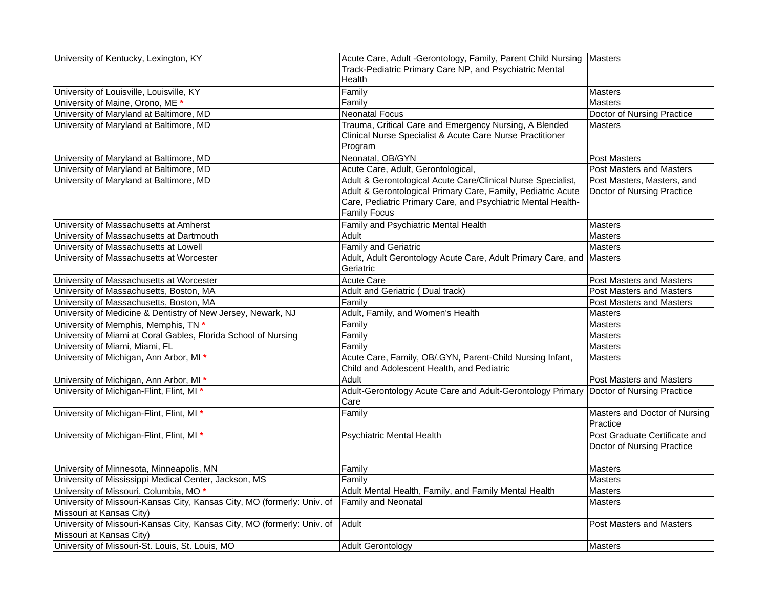| | | |
|---|---|---|
| University of Kentucky, Lexington, KY | Acute Care, Adult -Gerontology, Family, Parent Child Nursing Track-Pediatric Primary Care NP, and Psychiatric Mental Health | Masters |
| University of Louisville, Louisville, KY | Family | Masters |
| University of Maine, Orono, ME * | Family | Masters |
| University of Maryland at Baltimore, MD | Neonatal Focus | Doctor of Nursing Practice |
| University of Maryland at Baltimore, MD | Trauma, Critical Care and Emergency Nursing, A Blended Clinical Nurse Specialist & Acute Care Nurse Practitioner Program | Masters |
| University of Maryland at Baltimore, MD | Neonatal, OB/GYN | Post Masters |
| University of Maryland at Baltimore, MD | Acute Care, Adult, Gerontological, | Post Masters and Masters |
| University of Maryland at Baltimore, MD | Adult & Gerontological Acute Care/Clinical Nurse Specialist, Adult & Gerontological Primary Care, Family, Pediatric Acute Care, Pediatric Primary Care, and Psychiatric Mental Health-Family Focus | Post Masters, Masters, and Doctor of Nursing Practice |
| University of Massachusetts at Amherst | Family and Psychiatric Mental Health | Masters |
| University of Massachusetts at Dartmouth | Adult | Masters |
| University of Massachusetts at Lowell | Family and Geriatric | Masters |
| University of Massachusetts at Worcester | Adult, Adult Gerontology Acute Care, Adult Primary Care, and Geriatric | Masters |
| University of Massachusetts at Worcester | Acute Care | Post Masters and Masters |
| University of Massachusetts, Boston, MA | Adult and Geriatric ( Dual track) | Post Masters and Masters |
| University of Massachusetts, Boston, MA | Family | Post Masters and Masters |
| University of Medicine & Dentistry of New Jersey, Newark, NJ | Adult, Family, and Women's Health | Masters |
| University of Memphis, Memphis, TN * | Family | Masters |
| University of Miami at Coral Gables, Florida School of Nursing | Family | Masters |
| University of Miami, Miami, FL | Family | Masters |
| University of Michigan, Ann Arbor, MI * | Acute Care, Family, OB/.GYN, Parent-Child Nursing Infant, Child and Adolescent Health, and Pediatric | Masters |
| University of Michigan, Ann Arbor, MI * | Adult | Post Masters and Masters |
| University of Michigan-Flint, Flint, MI * | Adult-Gerontology Acute Care and Adult-Gerontology Primary Care | Doctor of Nursing Practice |
| University of Michigan-Flint, Flint, MI * | Family | Masters and Doctor of Nursing Practice |
| University of Michigan-Flint, Flint, MI * | Psychiatric Mental Health | Post Graduate Certificate and Doctor of Nursing Practice |
| University of Minnesota, Minneapolis, MN | Family | Masters |
| University of Mississippi Medical Center, Jackson, MS | Family | Masters |
| University of Missouri, Columbia, MO * | Adult Mental Health, Family, and Family Mental Health | Masters |
| University of Missouri-Kansas City, Kansas City, MO (formerly: Univ. of Missouri at Kansas City) | Family and Neonatal | Masters |
| University of Missouri-Kansas City, Kansas City, MO (formerly: Univ. of Missouri at Kansas City) | Adult | Post Masters and Masters |
| University of Missouri-St. Louis, St. Louis, MO | Adult Gerontology | Masters |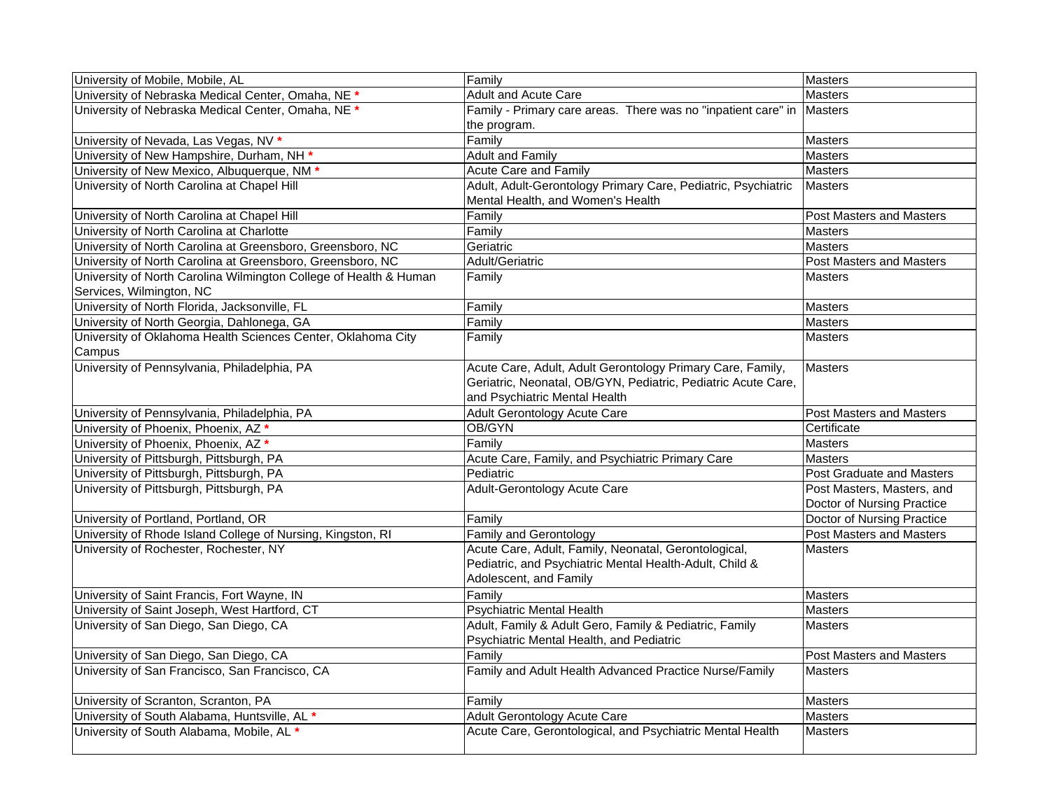| | | |
|---|---|---|
| University of Mobile, Mobile, AL | Family | Masters |
| University of Nebraska Medical Center, Omaha, NE * | Adult and Acute Care | Masters |
| University of Nebraska Medical Center, Omaha, NE * | Family - Primary care areas. There was no "inpatient care" in the program. | Masters |
| University of Nevada, Las Vegas, NV * | Family | Masters |
| University of New Hampshire, Durham, NH * | Adult and Family | Masters |
| University of New Mexico, Albuquerque, NM * | Acute Care and Family | Masters |
| University of North Carolina at Chapel Hill | Adult, Adult-Gerontology Primary Care, Pediatric, Psychiatric Mental Health, and Women's Health | Masters |
| University of North Carolina at Chapel Hill | Family | Post Masters and Masters |
| University of North Carolina at Charlotte | Family | Masters |
| University of North Carolina at Greensboro, Greensboro, NC | Geriatric | Masters |
| University of North Carolina at Greensboro, Greensboro, NC | Adult/Geriatric | Post Masters and Masters |
| University of North Carolina Wilmington College of Health & Human Services, Wilmington, NC | Family | Masters |
| University of North Florida, Jacksonville, FL | Family | Masters |
| University of North Georgia, Dahlonega, GA | Family | Masters |
| University of Oklahoma Health Sciences Center, Oklahoma City Campus | Family | Masters |
| University of Pennsylvania, Philadelphia, PA | Acute Care, Adult, Adult Gerontology Primary Care, Family, Geriatric, Neonatal, OB/GYN, Pediatric, Pediatric Acute Care, and Psychiatric Mental Health | Masters |
| University of Pennsylvania, Philadelphia, PA | Adult Gerontology Acute Care | Post Masters and Masters |
| University of Phoenix, Phoenix, AZ * | OB/GYN | Certificate |
| University of Phoenix, Phoenix, AZ * | Family | Masters |
| University of Pittsburgh, Pittsburgh, PA | Acute Care, Family, and Psychiatric Primary Care | Masters |
| University of Pittsburgh, Pittsburgh, PA | Pediatric | Post Graduate and Masters |
| University of Pittsburgh, Pittsburgh, PA | Adult-Gerontology Acute Care | Post Masters, Masters, and Doctor of Nursing Practice |
| University of Portland, Portland, OR | Family | Doctor of Nursing Practice |
| University of Rhode Island College of Nursing, Kingston, RI | Family and Gerontology | Post Masters and Masters |
| University of Rochester, Rochester, NY | Acute Care, Adult, Family, Neonatal, Gerontological, Pediatric, and Psychiatric Mental Health-Adult, Child & Adolescent, and Family | Masters |
| University of Saint Francis, Fort Wayne, IN | Family | Masters |
| University of Saint Joseph, West Hartford, CT | Psychiatric Mental Health | Masters |
| University of San Diego, San Diego, CA | Adult, Family & Adult Gero, Family & Pediatric, Family Psychiatric Mental Health, and Pediatric | Masters |
| University of San Diego, San Diego, CA | Family | Post Masters and Masters |
| University of San Francisco, San Francisco, CA | Family and Adult Health Advanced Practice Nurse/Family | Masters |
| University of Scranton, Scranton, PA | Family | Masters |
| University of South Alabama, Huntsville, AL * | Adult Gerontology Acute Care | Masters |
| University of South Alabama, Mobile, AL * | Acute Care, Gerontological, and Psychiatric Mental Health | Masters |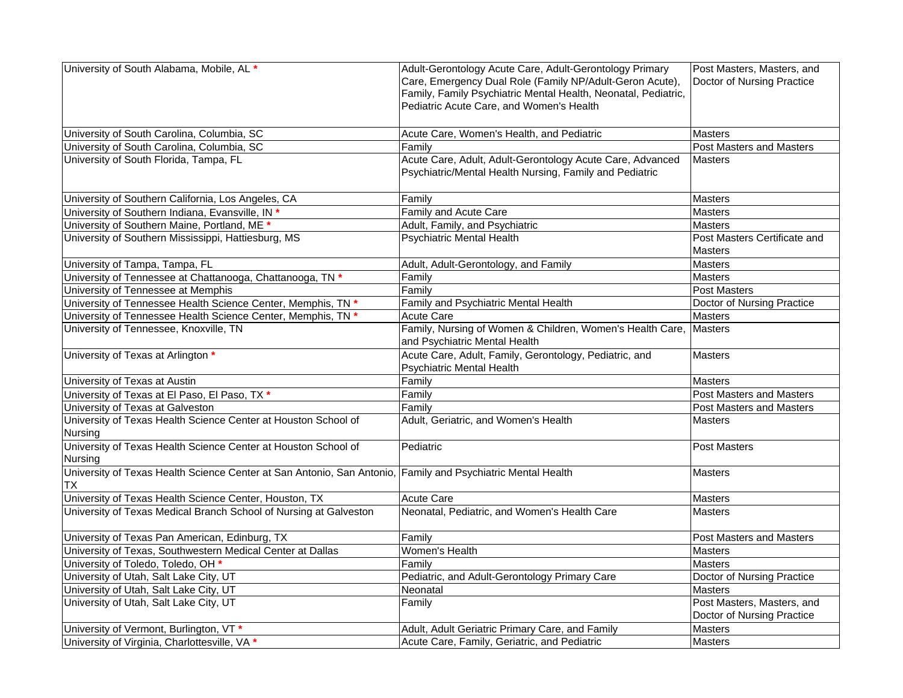| | | |
|---|---|---|
| University of South Alabama, Mobile, AL * | Adult-Gerontology Acute Care, Adult-Gerontology Primary Care, Emergency Dual Role (Family NP/Adult-Geron Acute), Family, Family Psychiatric Mental Health, Neonatal, Pediatric, Pediatric Acute Care, and Women's Health | Post Masters, Masters, and Doctor of Nursing Practice |
| University of South Carolina, Columbia, SC | Acute Care, Women's Health, and Pediatric | Masters |
| University of South Carolina, Columbia, SC | Family | Post Masters and Masters |
| University of South Florida, Tampa, FL | Acute Care, Adult, Adult-Gerontology Acute Care, Advanced Psychiatric/Mental Health Nursing, Family and Pediatric | Masters |
| University of Southern California, Los Angeles, CA | Family | Masters |
| University of Southern Indiana, Evansville, IN * | Family and Acute Care | Masters |
| University of Southern Maine, Portland, ME * | Adult, Family, and Psychiatric | Masters |
| University of Southern Mississippi, Hattiesburg, MS | Psychiatric Mental Health | Post Masters Certificate and Masters |
| University of Tampa, Tampa, FL | Adult, Adult-Gerontology, and Family | Masters |
| University of Tennessee at Chattanooga, Chattanooga, TN * | Family | Masters |
| University of Tennessee at Memphis | Family | Post Masters |
| University of Tennessee Health Science Center, Memphis, TN * | Family and Psychiatric Mental Health | Doctor of Nursing Practice |
| University of Tennessee Health Science Center, Memphis, TN * | Acute Care | Masters |
| University of Tennessee, Knoxville, TN | Family, Nursing of Women & Children, Women's Health Care, and Psychiatric Mental Health | Masters |
| University of Texas at Arlington * | Acute Care, Adult, Family, Gerontology, Pediatric, and Psychiatric Mental Health | Masters |
| University of Texas at Austin | Family | Masters |
| University of Texas at El Paso, El Paso, TX * | Family | Post Masters and Masters |
| University of Texas at Galveston | Family | Post Masters and Masters |
| University of Texas Health Science Center at Houston School of Nursing | Adult, Geriatric, and Women's Health | Masters |
| University of Texas Health Science Center at Houston School of Nursing | Pediatric | Post Masters |
| University of Texas Health Science Center at San Antonio, San Antonio, TX | Family and Psychiatric Mental Health | Masters |
| University of Texas Health Science Center, Houston, TX | Acute Care | Masters |
| University of Texas Medical Branch School of Nursing at Galveston | Neonatal, Pediatric, and Women's Health Care | Masters |
| University of Texas Pan American, Edinburg, TX | Family | Post Masters and Masters |
| University of Texas, Southwestern Medical Center at Dallas | Women's Health | Masters |
| University of Toledo, Toledo, OH * | Family | Masters |
| University of Utah, Salt Lake City, UT | Pediatric, and Adult-Gerontology Primary Care | Doctor of Nursing Practice |
| University of Utah, Salt Lake City, UT | Neonatal | Masters |
| University of Utah, Salt Lake City, UT | Family | Post Masters, Masters, and Doctor of Nursing Practice |
| University of Vermont, Burlington, VT * | Adult, Adult Geriatric Primary Care, and Family | Masters |
| University of Virginia, Charlottesville, VA * | Acute Care, Family, Geriatric, and Pediatric | Masters |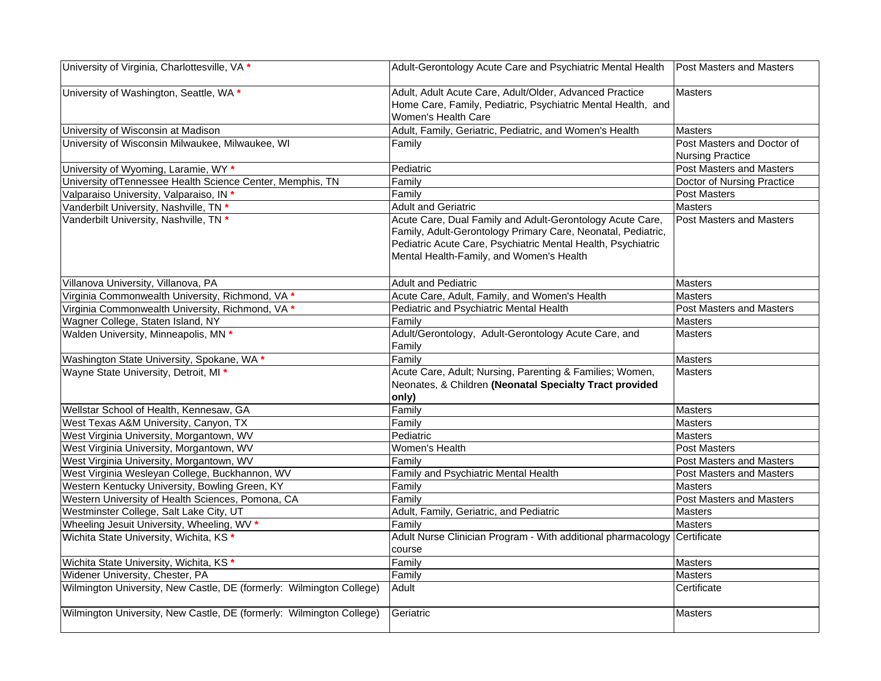| | | |
|---|---|---|
| University of Virginia, Charlottesville, VA * | Adult-Gerontology Acute Care and Psychiatric Mental Health | Post Masters and Masters |
| University of Washington, Seattle, WA * | Adult, Adult Acute Care, Adult/Older, Advanced Practice Home Care, Family, Pediatric, Psychiatric Mental Health, and Women's Health Care | Masters |
| University of Wisconsin at Madison | Adult, Family, Geriatric, Pediatric, and Women's Health | Masters |
| University of Wisconsin Milwaukee, Milwaukee, WI | Family | Post Masters and Doctor of Nursing Practice |
| University of Wyoming, Laramie, WY * | Pediatric | Post Masters and Masters |
| University ofTennessee Health Science Center, Memphis, TN | Family | Doctor of Nursing Practice |
| Valparaiso University, Valparaiso, IN * | Family | Post Masters |
| Vanderbilt University, Nashville, TN * | Adult and Geriatric | Masters |
| Vanderbilt University, Nashville, TN * | Acute Care, Dual Family and Adult-Gerontology Acute Care, Family, Adult-Gerontology Primary Care, Neonatal, Pediatric, Pediatric Acute Care, Psychiatric Mental Health, Psychiatric Mental Health-Family, and Women's Health | Post Masters and Masters |
| Villanova University, Villanova, PA | Adult and Pediatric | Masters |
| Virginia Commonwealth University, Richmond, VA * | Acute Care, Adult, Family, and Women's Health | Masters |
| Virginia Commonwealth University, Richmond, VA * | Pediatric and Psychiatric Mental Health | Post Masters and Masters |
| Wagner College, Staten Island, NY | Family | Masters |
| Walden University, Minneapolis, MN * | Adult/Gerontology, Adult-Gerontology Acute Care, and Family | Masters |
| Washington State University, Spokane, WA * | Family | Masters |
| Wayne State University, Detroit, MI * | Acute Care, Adult; Nursing, Parenting & Families; Women, Neonates, & Children **(Neonatal Specialty Tract provided only)** | Masters |
| Wellstar School of Health, Kennesaw, GA | Family | Masters |
| West Texas A&M University, Canyon, TX | Family | Masters |
| West Virginia University, Morgantown, WV | Pediatric | Masters |
| West Virginia University, Morgantown, WV | Women's Health | Post Masters |
| West Virginia University, Morgantown, WV | Family | Post Masters and Masters |
| West Virginia Wesleyan College, Buckhannon, WV | Family and Psychiatric Mental Health | Post Masters and Masters |
| Western Kentucky University, Bowling Green, KY | Family | Masters |
| Western University of Health Sciences, Pomona, CA | Family | Post Masters and Masters |
| Westminster College, Salt Lake City, UT | Adult, Family, Geriatric, and Pediatric | Masters |
| Wheeling Jesuit University, Wheeling, WV * | Family | Masters |
| Wichita State University, Wichita, KS * | Adult Nurse Clinician Program - With additional pharmacology course | Certificate |
| Wichita State University, Wichita, KS * | Family | Masters |
| Widener University, Chester, PA | Family | Masters |
| Wilmington University, New Castle, DE (formerly: Wilmington College) | Adult | Certificate |
| Wilmington University, New Castle, DE (formerly: Wilmington College) | Geriatric | Masters |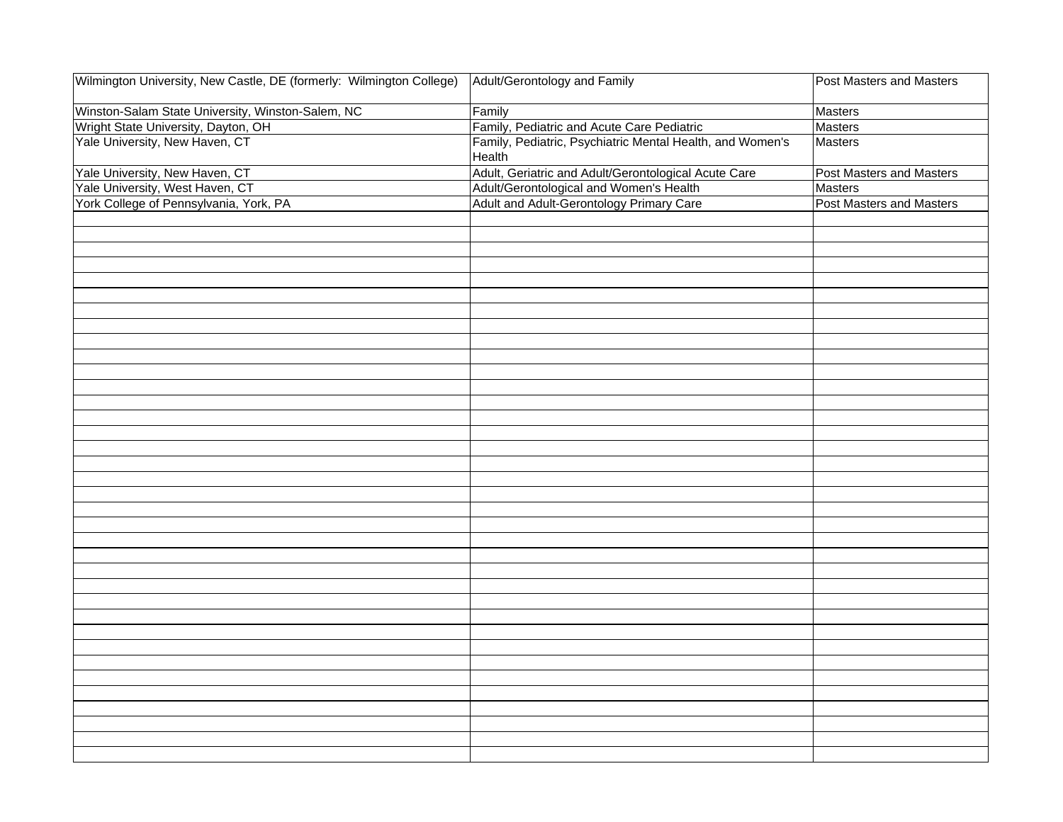| | | |
|---|---|---|
| Wilmington University, New Castle, DE (formerly: Wilmington College) | Adult/Gerontology and Family | Post Masters and Masters |
| Winston-Salam State University, Winston-Salem, NC | Family | Masters |
| Wright State University, Dayton, OH | Family, Pediatric and Acute Care Pediatric | Masters |
| Yale University, New Haven, CT | Family, Pediatric, Psychiatric Mental Health, and Women's Health | Masters |
| Yale University, New Haven, CT | Adult, Geriatric and Adult/Gerontological Acute Care | Post Masters and Masters |
| Yale University, West Haven, CT | Adult/Gerontological and Women's Health | Masters |
| York College of Pennsylvania, York, PA | Adult and Adult-Gerontology Primary Care | Post Masters and Masters |